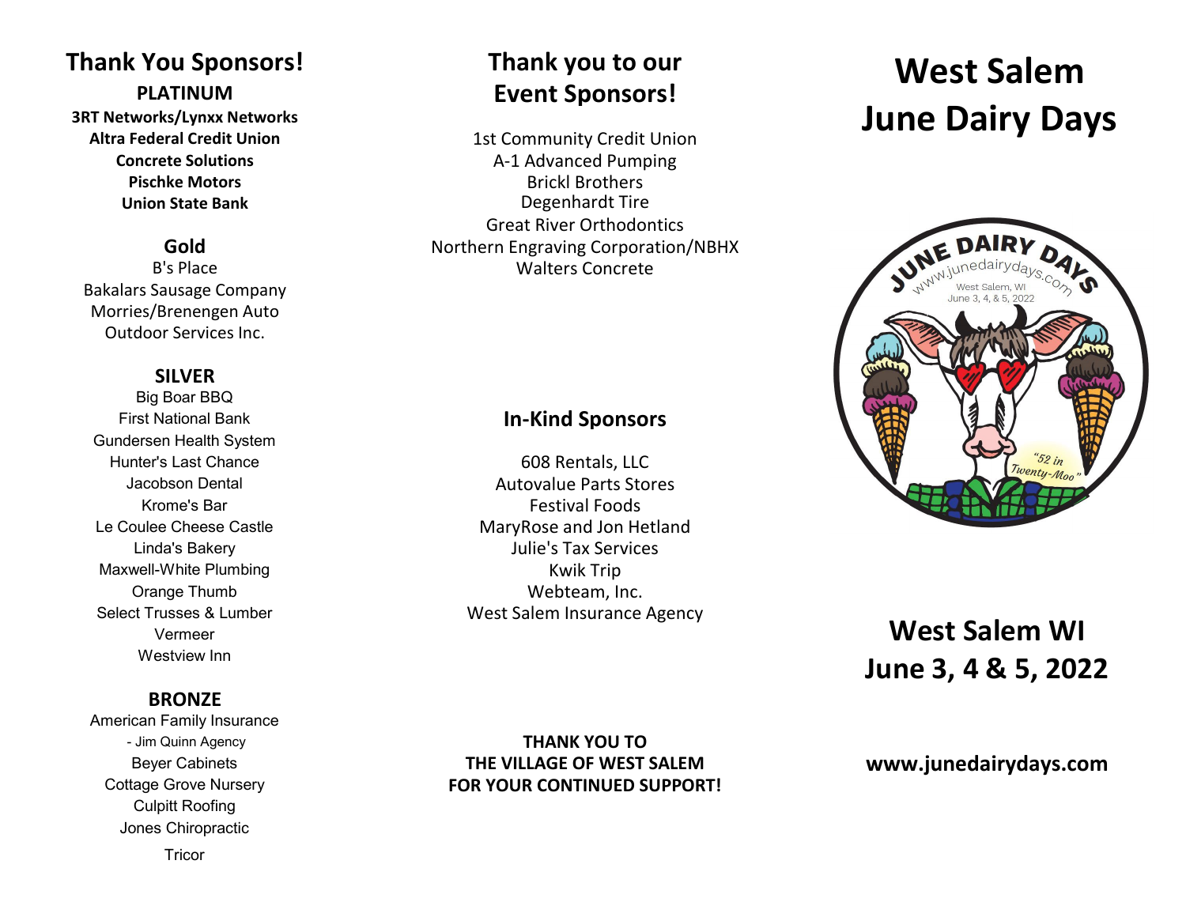## Thank You Sponsors!

### PLATINUM

**3RT Networks/Lynxx Networks**
**Altra Federal Credit Union**
**Concrete Solutions**
**Pischke Motors**
**Union State Bank**

### Gold

B's Place
Bakalars Sausage Company
Morries/Brenengen Auto
Outdoor Services Inc.

### SILVER

Big Boar BBQ
First National Bank
Gundersen Health System
Hunter's Last Chance
Jacobson Dental
Krome's Bar
Le Coulee Cheese Castle
Linda's Bakery
Maxwell-White Plumbing
Orange Thumb
Select Trusses & Lumber
Vermeer
Westview Inn

### BRONZE

American Family Insurance
- Jim Quinn Agency
Beyer Cabinets
Cottage Grove Nursery
Culpitt Roofing
Jones Chiropractic
Tricor

## Thank you to our Event Sponsors!

1st Community Credit Union
A-1 Advanced Pumping
Brickl Brothers
Degenhardt Tire
Great River Orthodontics
Northern Engraving Corporation/NBHX
Walters Concrete

## In-Kind Sponsors

608 Rentals, LLC
Autovalue Parts Stores
Festival Foods
MaryRose and Jon Hetland
Julie's Tax Services
Kwik Trip
Webteam, Inc.
West Salem Insurance Agency

**THANK YOU TO THE VILLAGE OF WEST SALEM FOR YOUR CONTINUED SUPPORT!**

# West Salem June Dairy Days

JUNE DAIRY DAYS
www.junedairydays.com
West Salem, WI
June 3, 4, & 5, 2022
"52 in Twenty-Moo"

## West Salem WI
## June 3, 4 & 5, 2022

**www.junedairydays.com**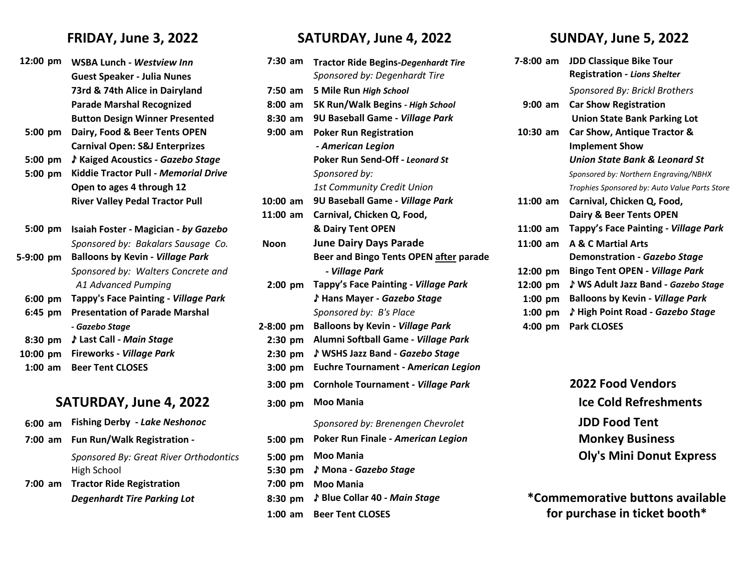## FRIDAY, June 3, 2022

**12:00 pm** **WSBA Lunch - *Westview Inn***
**Guest Speaker - Julia Nunes**
**73rd & 74th Alice in Dairyland**
**Parade Marshal Recognized**
**Button Design Winner Presented**

**5:00 pm** **Dairy, Food & Beer Tents OPEN**
**Carnival Open: S&J Enterprizes**

**5:00 pm** **♪ Kaiged Acoustics - *Gazebo Stage***

**5:00 pm** **Kiddie Tractor Pull - *Memorial Drive***
**Open to ages 4 through 12**
**River Valley Pedal Tractor Pull**

**5:00 pm** **Isaiah Foster - Magician - *by Gazebo***
*Sponsored by: Bakalars Sausage Co.*

**5-9:00 pm** **Balloons by Kevin - *Village Park***
*Sponsored by: Walters Concrete and A1 Advanced Pumping*

**6:00 pm** **Tappy's Face Painting - *Village Park***

**6:45 pm** **Presentation of Parade Marshal**
***- Gazebo Stage***

**8:30 pm** **♪ Last Call - *Main Stage***

**10:00 pm** **Fireworks - *Village Park***

**1:00 am** **Beer Tent CLOSES**

## SATURDAY, June 4, 2022

**6:00 am** **Fishing Derby - *Lake Neshonoc***

**7:00 am** **Fun Run/Walk Registration -**
*Sponsored By: Great River Orthodontics*
High School

**7:00 am** **Tractor Ride Registration**
***Degenhardt Tire Parking Lot***

## SATURDAY, June 4, 2022

**7:30 am** **Tractor Ride Begins-*Degenhardt Tire***
*Sponsored by: Degenhardt Tire*

**7:50 am** **5 Mile Run *High School***

**8:00 am** **5K Run/Walk Begins - *High School***

**8:30 am** **9U Baseball Game - *Village Park***

**9:00 am** **Poker Run Registration**
***- American Legion***
**Poker Run Send-Off - *Leonard St***
*Sponsored by:*
*1st Community Credit Union*

**10:00 am** **9U Baseball Game - *Village Park***

**11:00 am** **Carnival, Chicken Q, Food, & Dairy Tent OPEN**

**Noon** **June Dairy Days Parade**
**Beer and Bingo Tents OPEN <u>after</u> parade**
***- Village Park***

**2:00 pm** **Tappy's Face Painting - *Village Park***
**♪ Hans Mayer - *Gazebo Stage***
*Sponsored by: B's Place*

**2-8:00 pm** **Balloons by Kevin - *Village Park***

**2:30 pm** **Alumni Softball Game - *Village Park***

**2:30 pm** **♪ WSHS Jazz Band - *Gazebo Stage***

**3:00 pm** **Euchre Tournament - *American Legion***

**3:00 pm** **Cornhole Tournament - *Village Park***

**3:00 pm** **Moo Mania**
*Sponsored by: Brenengen Chevrolet*

**5:00 pm** **Poker Run Finale - *American Legion***

**5:00 pm** **Moo Mania**

**5:30 pm** **♪ Mona - *Gazebo Stage***

**7:00 pm** **Moo Mania**

**8:30 pm** **♪ Blue Collar 40 - *Main Stage***

**1:00 am** **Beer Tent CLOSES**

## SUNDAY, June 5, 2022

**7-8:00 am** **JDD Classique Bike Tour**
**Registration - *Lions Shelter***
*Sponsored By: Brickl Brothers*

**9:00 am** **Car Show Registration**
**Union State Bank Parking Lot**

**10:30 am** **Car Show, Antique Tractor & Implement Show**
***Union State Bank & Leonard St***
*Sponsored by: Northern Engraving/NBHX*
*Trophies Sponsored by: Auto Value Parts Store*

**11:00 am** **Carnival, Chicken Q, Food, Dairy & Beer Tents OPEN**

**11:00 am** **Tappy's Face Painting - *Village Park***

**11:00 am** **A & C Martial Arts Demonstration - *Gazebo Stage***

**12:00 pm** **Bingo Tent OPEN - *Village Park***

**12:00 pm** **♪ WS Adult Jazz Band - *Gazebo Stage***

**1:00 pm** **Balloons by Kevin - *Village Park***

**1:00 pm** **♪ High Point Road - *Gazebo Stage***

**4:00 pm** **Park CLOSES**

### 2022 Food Vendors

**Ice Cold Refreshments**
**JDD Food Tent**
**Monkey Business**
**Oly's Mini Donut Express**

**\*Commemorative buttons available for purchase in ticket booth\***